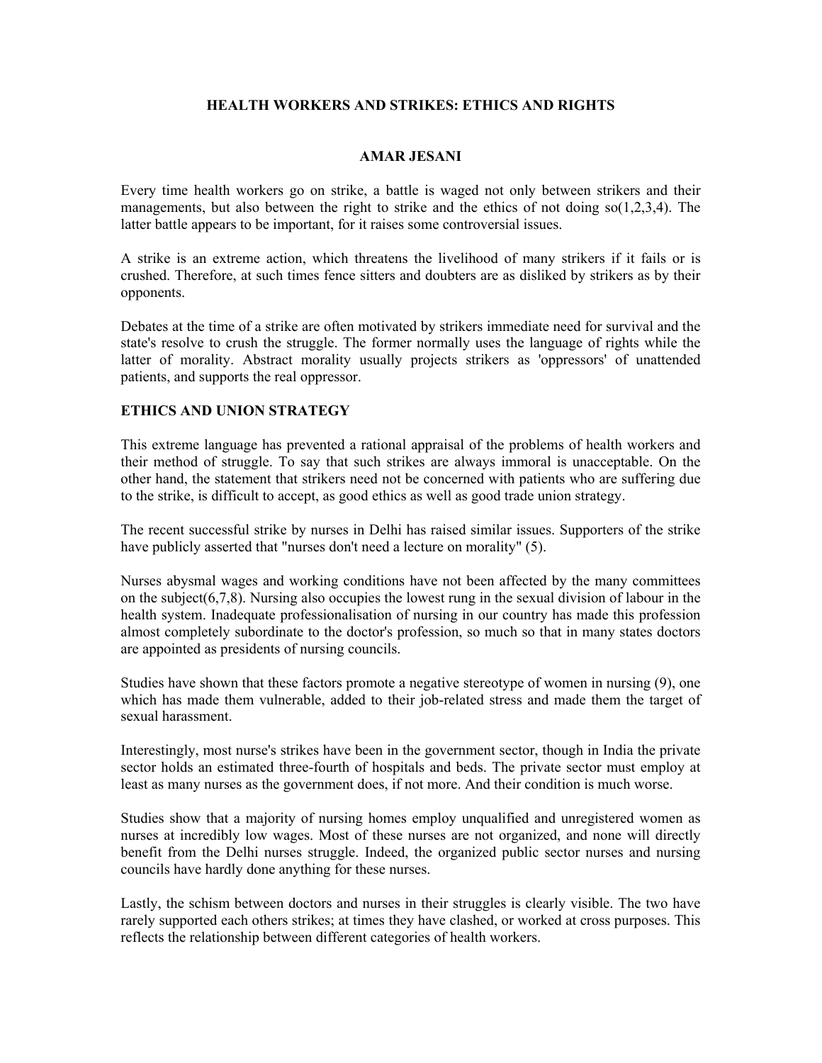# HEALTH WORKERS AND STRIKES: ETHICS AND RIGHTS

**AMAR JESANI**

Every time health workers go on strike, a battle is waged not only between strikers and their managements, but also between the right to strike and the ethics of not doing so(1,2,3,4). The latter battle appears to be important, for it raises some controversial issues.

A strike is an extreme action, which threatens the livelihood of many strikers if it fails or is crushed. Therefore, at such times fence sitters and doubters are as disliked by strikers as by their opponents.

Debates at the time of a strike are often motivated by strikers immediate need for survival and the state's resolve to crush the struggle. The former normally uses the language of rights while the latter of morality. Abstract morality usually projects strikers as 'oppressors' of unattended patients, and supports the real oppressor.

## ETHICS AND UNION STRATEGY

This extreme language has prevented a rational appraisal of the problems of health workers and their method of struggle. To say that such strikes are always immoral is unacceptable. On the other hand, the statement that strikers need not be concerned with patients who are suffering due to the strike, is difficult to accept, as good ethics as well as good trade union strategy.

The recent successful strike by nurses in Delhi has raised similar issues. Supporters of the strike have publicly asserted that "nurses don't need a lecture on morality" (5).

Nurses abysmal wages and working conditions have not been affected by the many committees on the subject(6,7,8). Nursing also occupies the lowest rung in the sexual division of labour in the health system. Inadequate professionalisation of nursing in our country has made this profession almost completely subordinate to the doctor's profession, so much so that in many states doctors are appointed as presidents of nursing councils.

Studies have shown that these factors promote a negative stereotype of women in nursing (9), one which has made them vulnerable, added to their job-related stress and made them the target of sexual harassment.

Interestingly, most nurse's strikes have been in the government sector, though in India the private sector holds an estimated three-fourth of hospitals and beds. The private sector must employ at least as many nurses as the government does, if not more. And their condition is much worse.

Studies show that a majority of nursing homes employ unqualified and unregistered women as nurses at incredibly low wages. Most of these nurses are not organized, and none will directly benefit from the Delhi nurses struggle. Indeed, the organized public sector nurses and nursing councils have hardly done anything for these nurses.

Lastly, the schism between doctors and nurses in their struggles is clearly visible. The two have rarely supported each others strikes; at times they have clashed, or worked at cross purposes. This reflects the relationship between different categories of health workers.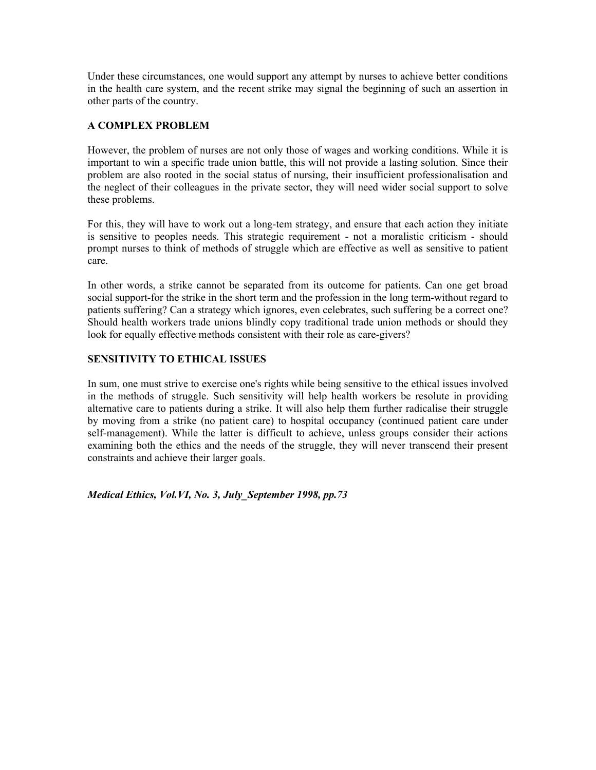Under these circumstances, one would support any attempt by nurses to achieve better conditions in the health care system, and the recent strike may signal the beginning of such an assertion in other parts of the country.

## A COMPLEX PROBLEM

However, the problem of nurses are not only those of wages and working conditions. While it is important to win a specific trade union battle, this will not provide a lasting solution. Since their problem are also rooted in the social status of nursing, their insufficient professionalisation and the neglect of their colleagues in the private sector, they will need wider social support to solve these problems.

For this, they will have to work out a long-tem strategy, and ensure that each action they initiate is sensitive to peoples needs. This strategic requirement - not a moralistic criticism - should prompt nurses to think of methods of struggle which are effective as well as sensitive to patient care.

In other words, a strike cannot be separated from its outcome for patients. Can one get broad social support-for the strike in the short term and the profession in the long term-without regard to patients suffering? Can a strategy which ignores, even celebrates, such suffering be a correct one? Should health workers trade unions blindly copy traditional trade union methods or should they look for equally effective methods consistent with their role as care-givers?

## SENSITIVITY TO ETHICAL ISSUES

In sum, one must strive to exercise one's rights while being sensitive to the ethical issues involved in the methods of struggle. Such sensitivity will help health workers be resolute in providing alternative care to patients during a strike. It will also help them further radicalise their struggle by moving from a strike (no patient care) to hospital occupancy (continued patient care under self-management). While the latter is difficult to achieve, unless groups consider their actions examining both the ethics and the needs of the struggle, they will never transcend their present constraints and achieve their larger goals.

***Medical Ethics, Vol.VI, No. 3, July_September 1998, pp.73***